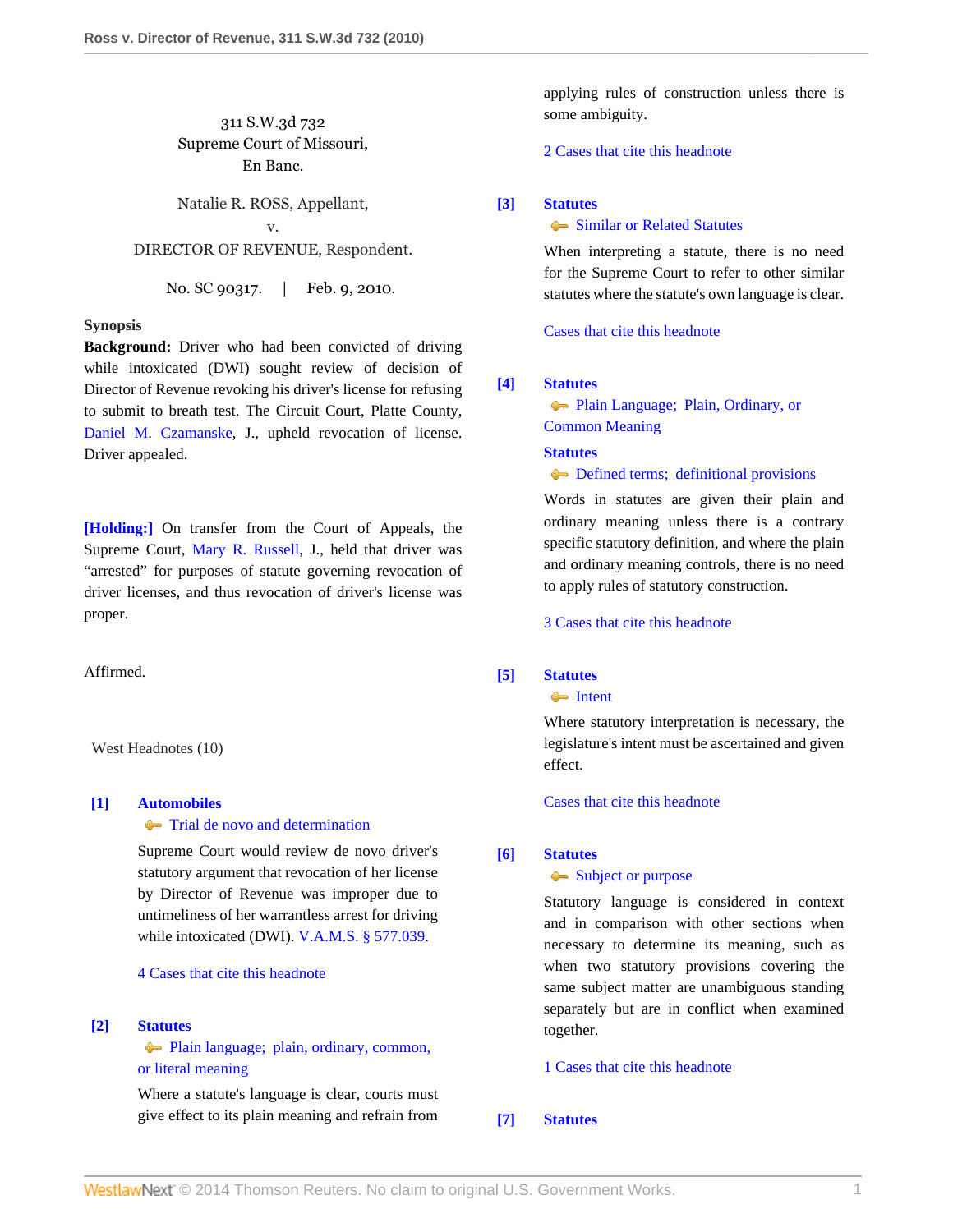311 S.W.3d 732
Supreme Court of Missouri,
En Banc.

Natalie R. ROSS, Appellant,
v.
DIRECTOR OF REVENUE, Respondent.

No. SC 90317. | Feb. 9, 2010.

**Synopsis**

**Background:** Driver who had been convicted of driving while intoxicated (DWI) sought review of decision of Director of Revenue revoking his driver's license for refusing to submit to breath test. The Circuit Court, Platte County, Daniel M. Czamanske, J., upheld revocation of license. Driver appealed.

**[Holding:]** On transfer from the Court of Appeals, the Supreme Court, Mary R. Russell, J., held that driver was "arrested" for purposes of statute governing revocation of driver licenses, and thus revocation of driver's license was proper.

Affirmed.

West Headnotes (10)

**[1] Automobiles**
Trial de novo and determination

Supreme Court would review de novo driver's statutory argument that revocation of her license by Director of Revenue was improper due to untimeliness of her warrantless arrest for driving while intoxicated (DWI). V.A.M.S. § 577.039.

4 Cases that cite this headnote

**[2] Statutes**
Plain language; plain, ordinary, common, or literal meaning

Where a statute's language is clear, courts must give effect to its plain meaning and refrain from applying rules of construction unless there is some ambiguity.

2 Cases that cite this headnote

**[3] Statutes**
Similar or Related Statutes

When interpreting a statute, there is no need for the Supreme Court to refer to other similar statutes where the statute's own language is clear.

Cases that cite this headnote

**[4] Statutes**
Plain Language; Plain, Ordinary, or Common Meaning
**Statutes**
Defined terms; definitional provisions

Words in statutes are given their plain and ordinary meaning unless there is a contrary specific statutory definition, and where the plain and ordinary meaning controls, there is no need to apply rules of statutory construction.

3 Cases that cite this headnote

**[5] Statutes**
Intent

Where statutory interpretation is necessary, the legislature's intent must be ascertained and given effect.

Cases that cite this headnote

**[6] Statutes**
Subject or purpose

Statutory language is considered in context and in comparison with other sections when necessary to determine its meaning, such as when two statutory provisions covering the same subject matter are unambiguous standing separately but are in conflict when examined together.

1 Cases that cite this headnote

**[7] Statutes**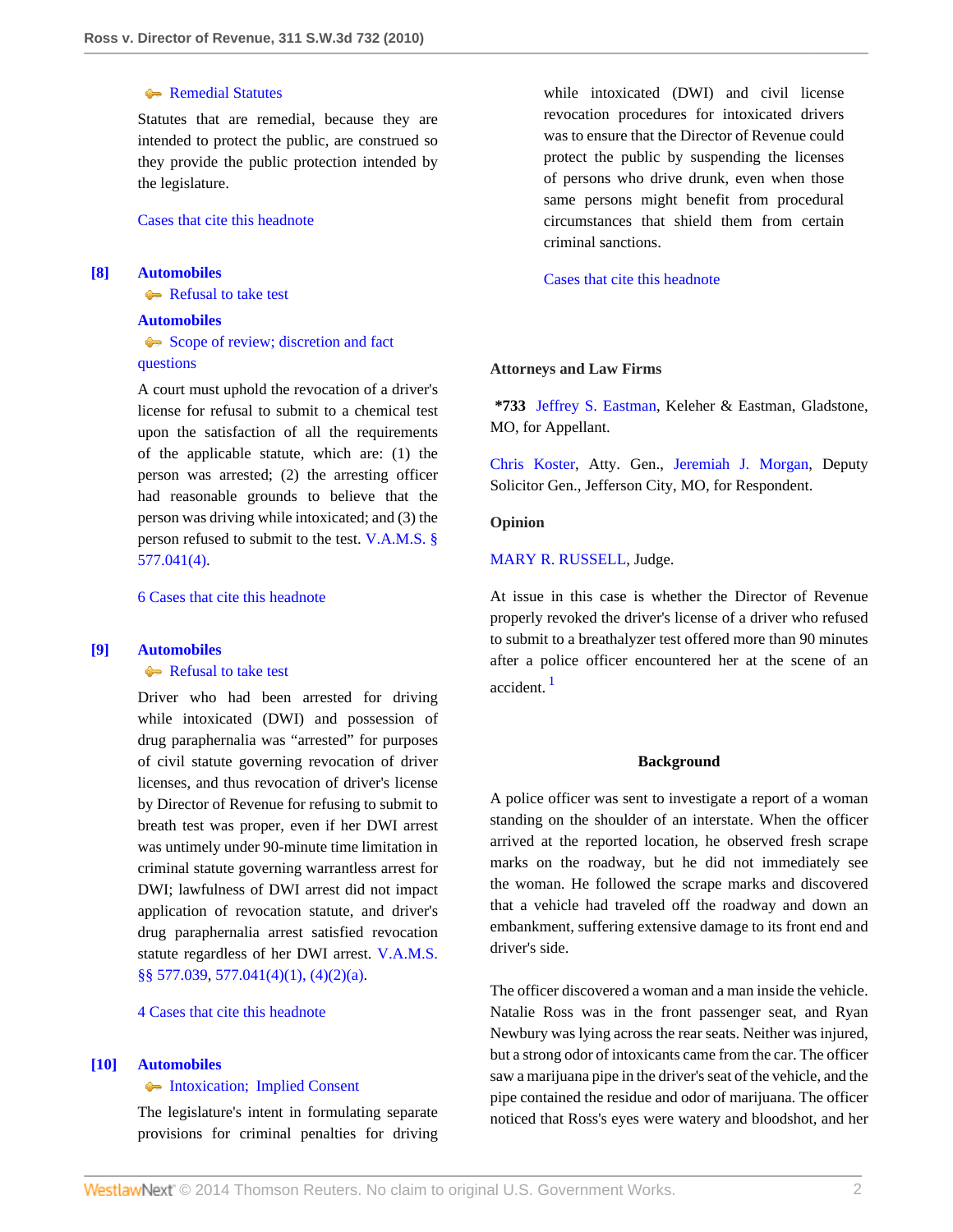Remedial Statutes

Statutes that are remedial, because they are intended to protect the public, are construed so they provide the public protection intended by the legislature.

Cases that cite this headnote

**[8] Automobiles**
Refusal to take test
**Automobiles**
Scope of review; discretion and fact questions

A court must uphold the revocation of a driver's license for refusal to submit to a chemical test upon the satisfaction of all the requirements of the applicable statute, which are: (1) the person was arrested; (2) the arresting officer had reasonable grounds to believe that the person was driving while intoxicated; and (3) the person refused to submit to the test. V.A.M.S. § 577.041(4).

6 Cases that cite this headnote

**[9] Automobiles**
Refusal to take test

Driver who had been arrested for driving while intoxicated (DWI) and possession of drug paraphernalia was "arrested" for purposes of civil statute governing revocation of driver licenses, and thus revocation of driver's license by Director of Revenue for refusing to submit to breath test was proper, even if her DWI arrest was untimely under 90-minute time limitation in criminal statute governing warrantless arrest for DWI; lawfulness of DWI arrest did not impact application of revocation statute, and driver's drug paraphernalia arrest satisfied revocation statute regardless of her DWI arrest. V.A.M.S. §§ 577.039, 577.041(4)(1), (4)(2)(a).

4 Cases that cite this headnote

**[10] Automobiles**
Intoxication; Implied Consent

The legislature's intent in formulating separate provisions for criminal penalties for driving while intoxicated (DWI) and civil license revocation procedures for intoxicated drivers was to ensure that the Director of Revenue could protect the public by suspending the licenses of persons who drive drunk, even when those same persons might benefit from procedural circumstances that shield them from certain criminal sanctions.

Cases that cite this headnote

### Attorneys and Law Firms

**\*733** Jeffrey S. Eastman, Keleher & Eastman, Gladstone, MO, for Appellant.

Chris Koster, Atty. Gen., Jeremiah J. Morgan, Deputy Solicitor Gen., Jefferson City, MO, for Respondent.

### Opinion

MARY R. RUSSELL, Judge.

At issue in this case is whether the Director of Revenue properly revoked the driver's license of a driver who refused to submit to a breathalyzer test offered more than 90 minutes after a police officer encountered her at the scene of an accident. [1]

### Background

A police officer was sent to investigate a report of a woman standing on the shoulder of an interstate. When the officer arrived at the reported location, he observed fresh scrape marks on the roadway, but he did not immediately see the woman. He followed the scrape marks and discovered that a vehicle had traveled off the roadway and down an embankment, suffering extensive damage to its front end and driver's side.

The officer discovered a woman and a man inside the vehicle. Natalie Ross was in the front passenger seat, and Ryan Newbury was lying across the rear seats. Neither was injured, but a strong odor of intoxicants came from the car. The officer saw a marijuana pipe in the driver's seat of the vehicle, and the pipe contained the residue and odor of marijuana. The officer noticed that Ross's eyes were watery and bloodshot, and her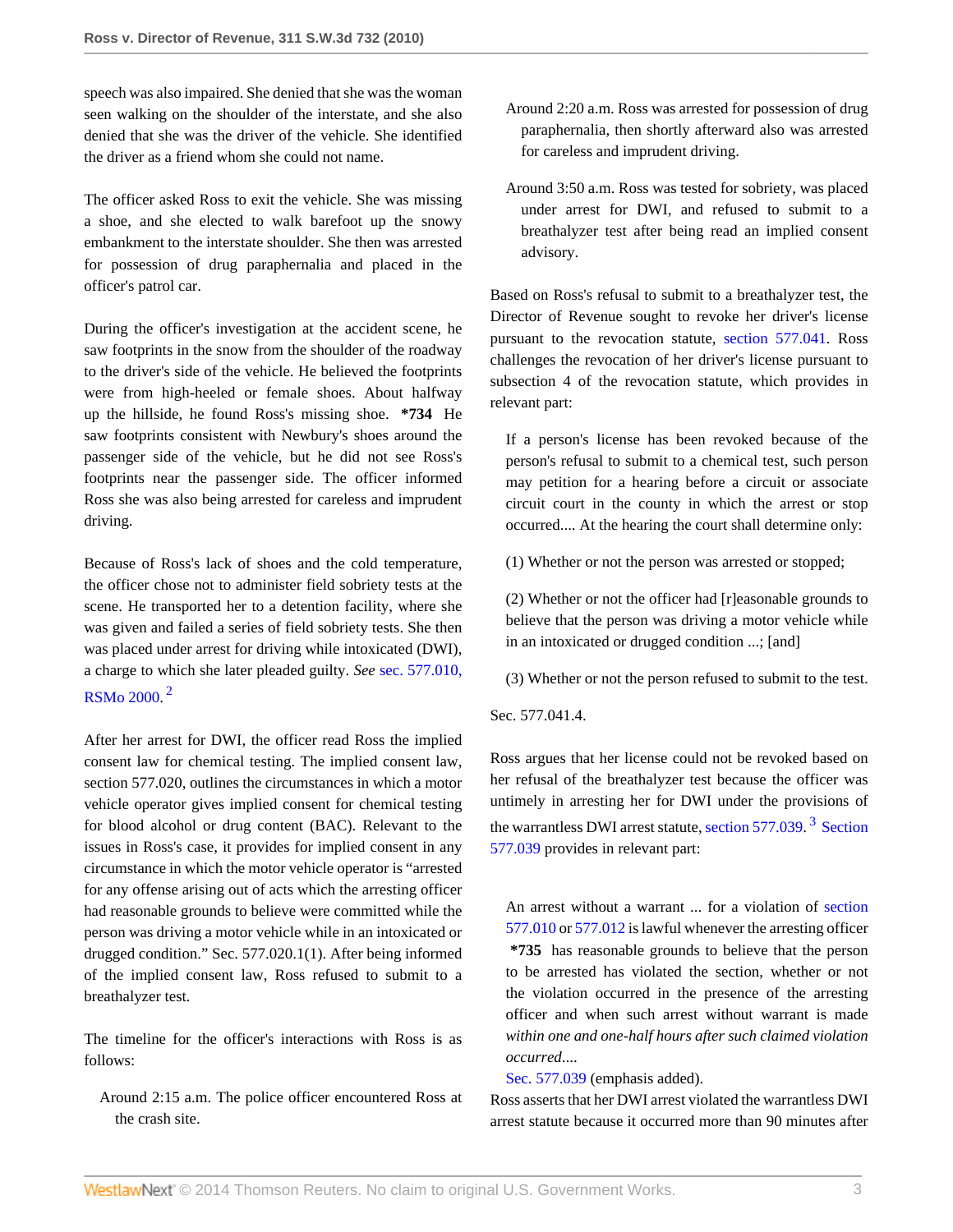speech was also impaired. She denied that she was the woman seen walking on the shoulder of the interstate, and she also denied that she was the driver of the vehicle. She identified the driver as a friend whom she could not name.

The officer asked Ross to exit the vehicle. She was missing a shoe, and she elected to walk barefoot up the snowy embankment to the interstate shoulder. She then was arrested for possession of drug paraphernalia and placed in the officer's patrol car.

During the officer's investigation at the accident scene, he saw footprints in the snow from the shoulder of the roadway to the driver's side of the vehicle. He believed the footprints were from high-heeled or female shoes. About halfway up the hillside, he found Ross's missing shoe. **\*734** He saw footprints consistent with Newbury's shoes around the passenger side of the vehicle, but he did not see Ross's footprints near the passenger side. The officer informed Ross she was also being arrested for careless and imprudent driving.

Because of Ross's lack of shoes and the cold temperature, the officer chose not to administer field sobriety tests at the scene. He transported her to a detention facility, where she was given and failed a series of field sobriety tests. She then was placed under arrest for driving while intoxicated (DWI), a charge to which she later pleaded guilty. *See* sec. 577.010, RSMo 2000.[2]

After her arrest for DWI, the officer read Ross the implied consent law for chemical testing. The implied consent law, section 577.020, outlines the circumstances in which a motor vehicle operator gives implied consent for chemical testing for blood alcohol or drug content (BAC). Relevant to the issues in Ross's case, it provides for implied consent in any circumstance in which the motor vehicle operator is "arrested for any offense arising out of acts which the arresting officer had reasonable grounds to believe were committed while the person was driving a motor vehicle while in an intoxicated or drugged condition." Sec. 577.020.1(1). After being informed of the implied consent law, Ross refused to submit to a breathalyzer test.

The timeline for the officer's interactions with Ross is as follows:

> Around 2:15 a.m. The police officer encountered Ross at the crash site.
>
> Around 2:20 a.m. Ross was arrested for possession of drug paraphernalia, then shortly afterward also was arrested for careless and imprudent driving.
>
> Around 3:50 a.m. Ross was tested for sobriety, was placed under arrest for DWI, and refused to submit to a breathalyzer test after being read an implied consent advisory.

Based on Ross's refusal to submit to a breathalyzer test, the Director of Revenue sought to revoke her driver's license pursuant to the revocation statute, section 577.041. Ross challenges the revocation of her driver's license pursuant to subsection 4 of the revocation statute, which provides in relevant part:

> If a person's license has been revoked because of the person's refusal to submit to a chemical test, such person may petition for a hearing before a circuit or associate circuit court in the county in which the arrest or stop occurred.... At the hearing the court shall determine only:
>
> (1) Whether or not the person was arrested or stopped;
>
> (2) Whether or not the officer had [r]easonable grounds to believe that the person was driving a motor vehicle while in an intoxicated or drugged condition ...; [and]
>
> (3) Whether or not the person refused to submit to the test.

Sec. 577.041.4.

Ross argues that her license could not be revoked based on her refusal of the breathalyzer test because the officer was untimely in arresting her for DWI under the provisions of the warrantless DWI arrest statute, section 577.039.[3] Section 577.039 provides in relevant part:

> An arrest without a warrant ... for a violation of section 577.010 or 577.012 is lawful whenever the arresting officer **\*735** has reasonable grounds to believe that the person to be arrested has violated the section, whether or not the violation occurred in the presence of the arresting officer and when such arrest without warrant is made *within one and one-half hours after such claimed violation occurred*....
>
> Sec. 577.039 (emphasis added).

Ross asserts that her DWI arrest violated the warrantless DWI arrest statute because it occurred more than 90 minutes after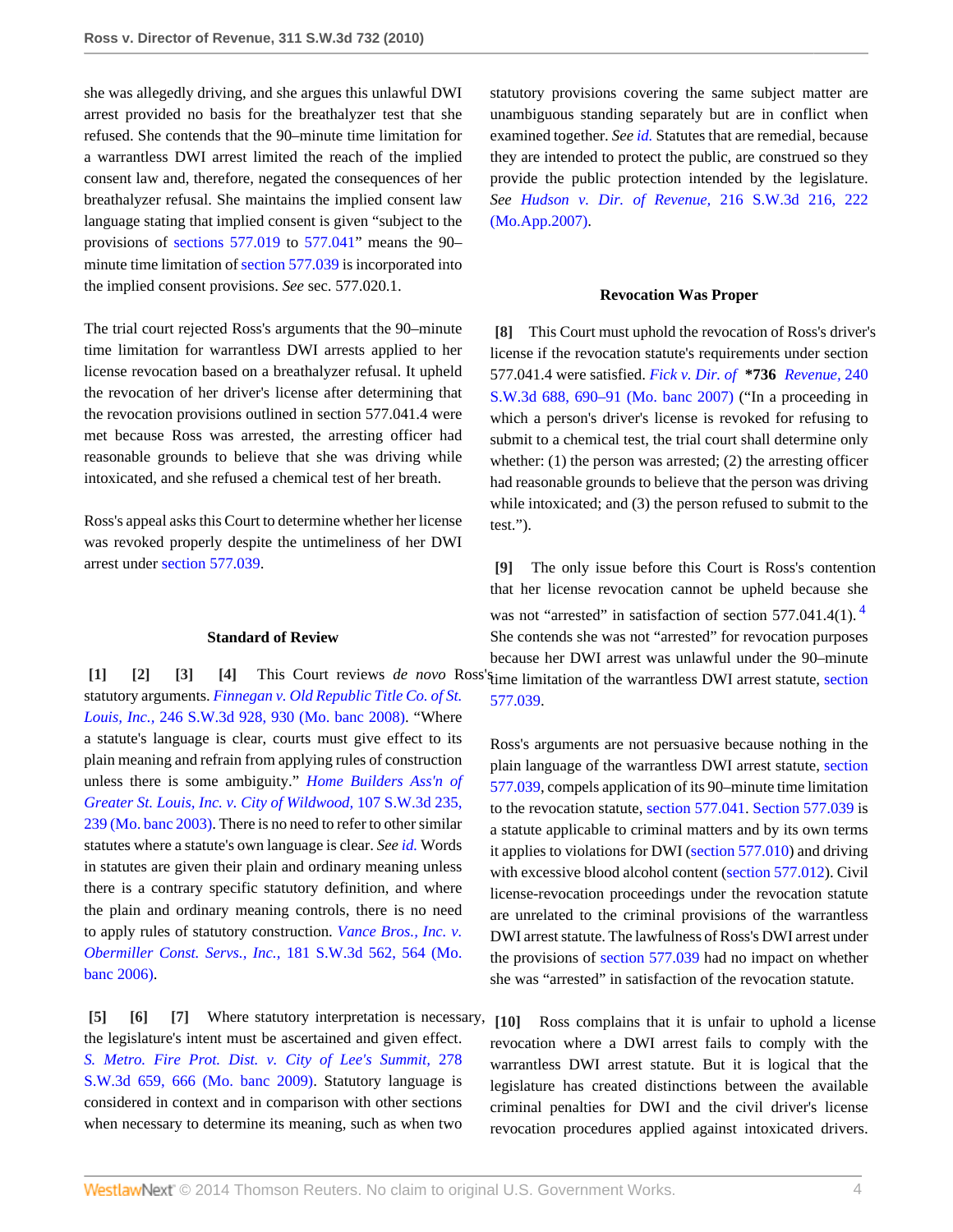she was allegedly driving, and she argues this unlawful DWI arrest provided no basis for the breathalyzer test that she refused. She contends that the 90–minute time limitation for a warrantless DWI arrest limited the reach of the implied consent law and, therefore, negated the consequences of her breathalyzer refusal. She maintains the implied consent law language stating that implied consent is given "subject to the provisions of sections 577.019 to 577.041" means the 90–minute time limitation of section 577.039 is incorporated into the implied consent provisions. *See* sec. 577.020.1.

The trial court rejected Ross's arguments that the 90–minute time limitation for warrantless DWI arrests applied to her license revocation based on a breathalyzer refusal. It upheld the revocation of her driver's license after determining that the revocation provisions outlined in section 577.041.4 were met because Ross was arrested, the arresting officer had reasonable grounds to believe that she was driving while intoxicated, and she refused a chemical test of her breath.

Ross's appeal asks this Court to determine whether her license was revoked properly despite the untimeliness of her DWI arrest under section 577.039.

### Standard of Review

**[1] [2] [3] [4]** This Court reviews *de novo* Ross's statutory arguments. *Finnegan v. Old Republic Title Co. of St. Louis, Inc.,* 246 S.W.3d 928, 930 (Mo. banc 2008). "Where a statute's language is clear, courts must give effect to its plain meaning and refrain from applying rules of construction unless there is some ambiguity." *Home Builders Ass'n of Greater St. Louis, Inc. v. City of Wildwood,* 107 S.W.3d 235, 239 (Mo. banc 2003). There is no need to refer to other similar statutes where a statute's own language is clear. *See id.* Words in statutes are given their plain and ordinary meaning unless there is a contrary specific statutory definition, and where the plain and ordinary meaning controls, there is no need to apply rules of statutory construction. *Vance Bros., Inc. v. Obermiller Const. Servs., Inc.,* 181 S.W.3d 562, 564 (Mo. banc 2006).

**[5] [6] [7]** Where statutory interpretation is necessary, the legislature's intent must be ascertained and given effect. *S. Metro. Fire Prot. Dist. v. City of Lee's Summit,* 278 S.W.3d 659, 666 (Mo. banc 2009). Statutory language is considered in context and in comparison with other sections when necessary to determine its meaning, such as when two statutory provisions covering the same subject matter are unambiguous standing separately but are in conflict when examined together. *See id.* Statutes that are remedial, because they are intended to protect the public, are construed so they provide the public protection intended by the legislature. *See Hudson v. Dir. of Revenue,* 216 S.W.3d 216, 222 (Mo.App.2007).

### Revocation Was Proper

**[8]** This Court must uphold the revocation of Ross's driver's license if the revocation statute's requirements under section 577.041.4 were satisfied. *Fick v. Dir. of* **\*736** *Revenue,* 240 S.W.3d 688, 690–91 (Mo. banc 2007) ("In a proceeding in which a person's driver's license is revoked for refusing to submit to a chemical test, the trial court shall determine only whether: (1) the person was arrested; (2) the arresting officer had reasonable grounds to believe that the person was driving while intoxicated; and (3) the person refused to submit to the test.").

**[9]** The only issue before this Court is Ross's contention that her license revocation cannot be upheld because she was not "arrested" in satisfaction of section 577.041.4(1).[4] She contends she was not "arrested" for revocation purposes because her DWI arrest was unlawful under the 90–minute time limitation of the warrantless DWI arrest statute, section 577.039.

Ross's arguments are not persuasive because nothing in the plain language of the warrantless DWI arrest statute, section 577.039, compels application of its 90–minute time limitation to the revocation statute, section 577.041. Section 577.039 is a statute applicable to criminal matters and by its own terms it applies to violations for DWI (section 577.010) and driving with excessive blood alcohol content (section 577.012). Civil license-revocation proceedings under the revocation statute are unrelated to the criminal provisions of the warrantless DWI arrest statute. The lawfulness of Ross's DWI arrest under the provisions of section 577.039 had no impact on whether she was "arrested" in satisfaction of the revocation statute.

**[10]** Ross complains that it is unfair to uphold a license revocation where a DWI arrest fails to comply with the warrantless DWI arrest statute. But it is logical that the legislature has created distinctions between the available criminal penalties for DWI and the civil driver's license revocation procedures applied against intoxicated drivers.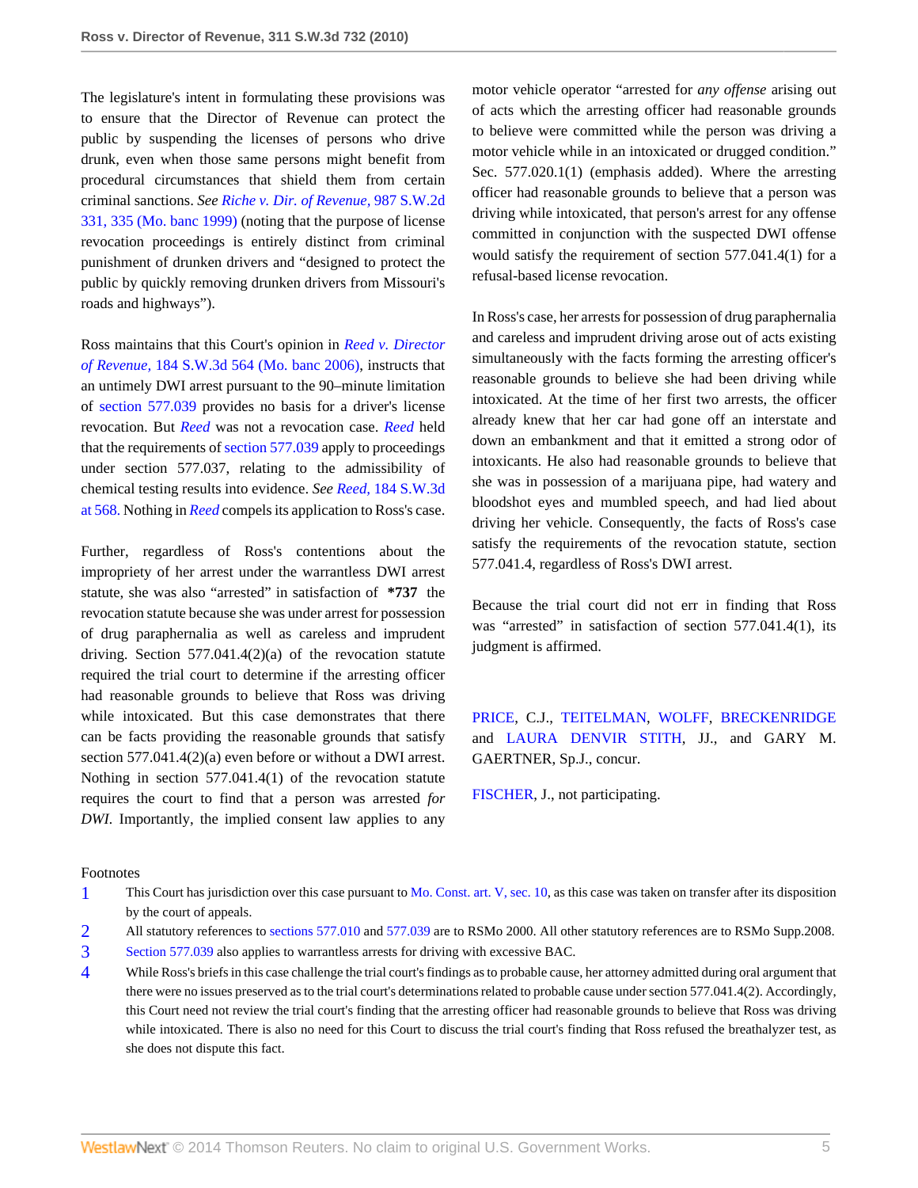The legislature's intent in formulating these provisions was to ensure that the Director of Revenue can protect the public by suspending the licenses of persons who drive drunk, even when those same persons might benefit from procedural circumstances that shield them from certain criminal sanctions. *See Riche v. Dir. of Revenue,* 987 S.W.2d 331, 335 (Mo. banc 1999) (noting that the purpose of license revocation proceedings is entirely distinct from criminal punishment of drunken drivers and "designed to protect the public by quickly removing drunken drivers from Missouri's roads and highways").

Ross maintains that this Court's opinion in *Reed v. Director of Revenue,* 184 S.W.3d 564 (Mo. banc 2006), instructs that an untimely DWI arrest pursuant to the 90–minute limitation of section 577.039 provides no basis for a driver's license revocation. But *Reed* was not a revocation case. *Reed* held that the requirements of section 577.039 apply to proceedings under section 577.037, relating to the admissibility of chemical testing results into evidence. *See Reed,* 184 S.W.3d at 568. Nothing in *Reed* compels its application to Ross's case.

Further, regardless of Ross's contentions about the impropriety of her arrest under the warrantless DWI arrest statute, she was also "arrested" in satisfaction of **\*737** the revocation statute because she was under arrest for possession of drug paraphernalia as well as careless and imprudent driving. Section 577.041.4(2)(a) of the revocation statute required the trial court to determine if the arresting officer had reasonable grounds to believe that Ross was driving while intoxicated. But this case demonstrates that there can be facts providing the reasonable grounds that satisfy section 577.041.4(2)(a) even before or without a DWI arrest. Nothing in section 577.041.4(1) of the revocation statute requires the court to find that a person was arrested *for DWI.* Importantly, the implied consent law applies to any motor vehicle operator "arrested for *any offense* arising out of acts which the arresting officer had reasonable grounds to believe were committed while the person was driving a motor vehicle while in an intoxicated or drugged condition." Sec. 577.020.1(1) (emphasis added). Where the arresting officer had reasonable grounds to believe that a person was driving while intoxicated, that person's arrest for any offense committed in conjunction with the suspected DWI offense would satisfy the requirement of section 577.041.4(1) for a refusal-based license revocation.

In Ross's case, her arrests for possession of drug paraphernalia and careless and imprudent driving arose out of acts existing simultaneously with the facts forming the arresting officer's reasonable grounds to believe she had been driving while intoxicated. At the time of her first two arrests, the officer already knew that her car had gone off an interstate and down an embankment and that it emitted a strong odor of intoxicants. He also had reasonable grounds to believe that she was in possession of a marijuana pipe, had watery and bloodshot eyes and mumbled speech, and had lied about driving her vehicle. Consequently, the facts of Ross's case satisfy the requirements of the revocation statute, section 577.041.4, regardless of Ross's DWI arrest.

Because the trial court did not err in finding that Ross was "arrested" in satisfaction of section 577.041.4(1), its judgment is affirmed.

PRICE, C.J., TEITELMAN, WOLFF, BRECKENRIDGE and LAURA DENVIR STITH, JJ., and GARY M. GAERTNER, Sp.J., concur.

FISCHER, J., not participating.

Footnotes

1. This Court has jurisdiction over this case pursuant to Mo. Const. art. V, sec. 10, as this case was taken on transfer after its disposition by the court of appeals.
2. All statutory references to sections 577.010 and 577.039 are to RSMo 2000. All other statutory references are to RSMo Supp.2008.
3. Section 577.039 also applies to warrantless arrests for driving with excessive BAC.
4. While Ross's briefs in this case challenge the trial court's findings as to probable cause, her attorney admitted during oral argument that there were no issues preserved as to the trial court's determinations related to probable cause under section 577.041.4(2). Accordingly, this Court need not review the trial court's finding that the arresting officer had reasonable grounds to believe that Ross was driving while intoxicated. There is also no need for this Court to discuss the trial court's finding that Ross refused the breathalyzer test, as she does not dispute this fact.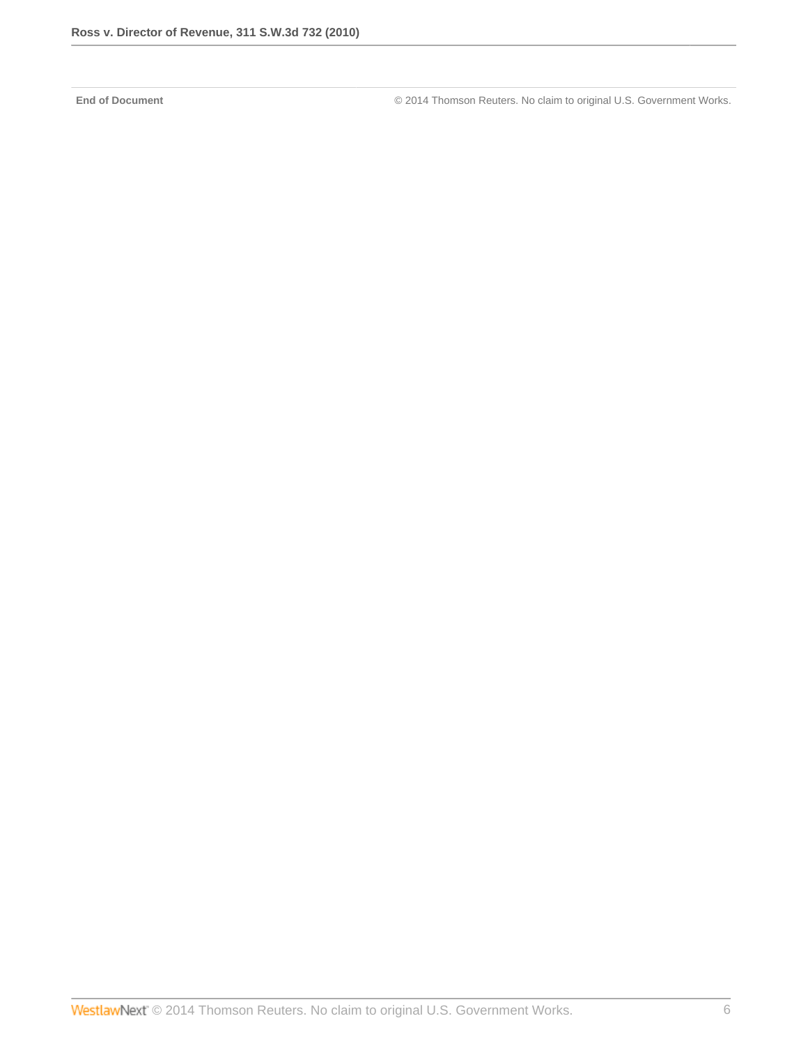End of Document © 2014 Thomson Reuters. No claim to original U.S. Government Works.